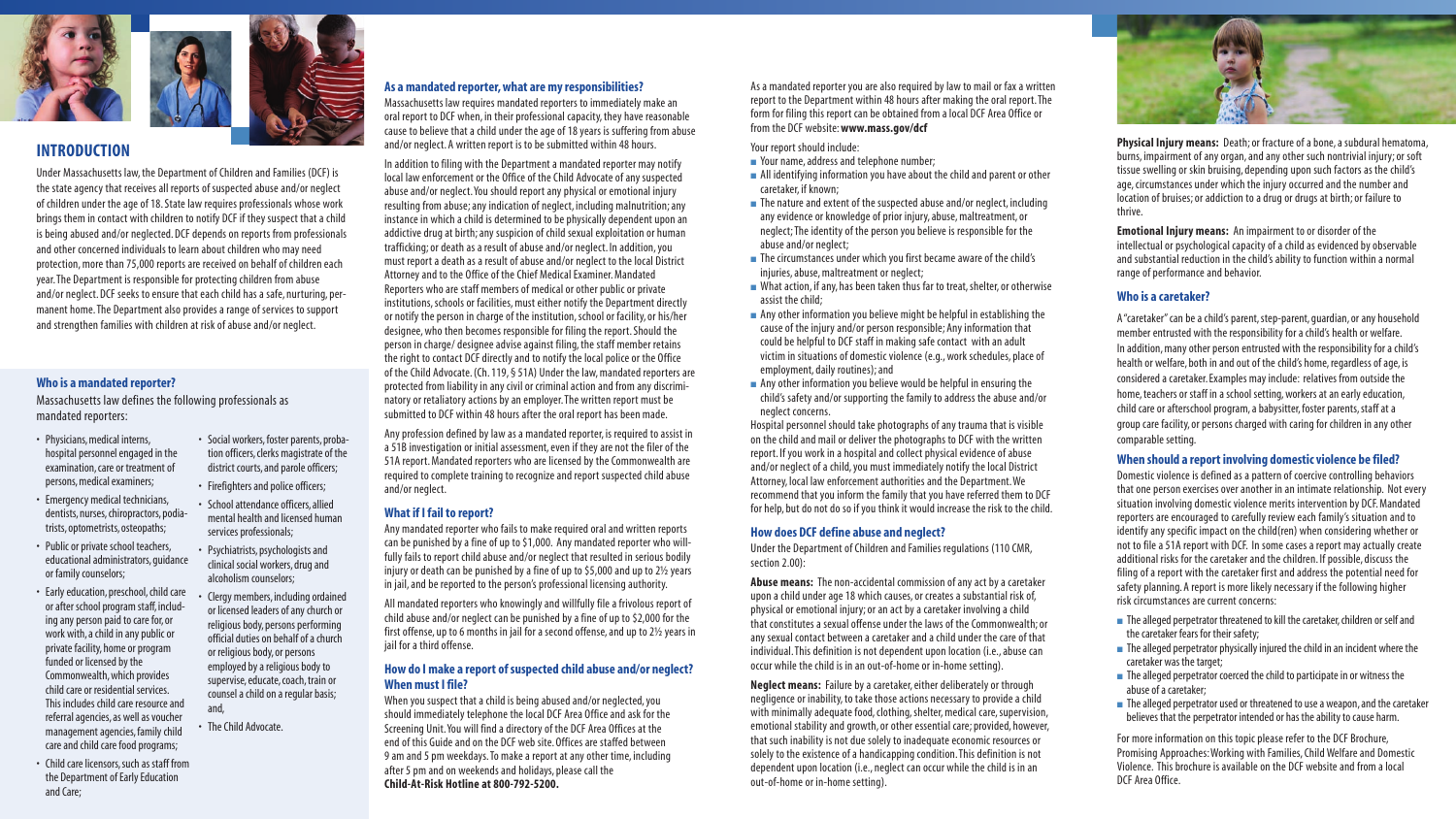## INTRODUCTION

Under Massachusetts law, the Department of Children and Families (DCF) is the state agency that receives all reports of suspected abuse and/or neglect of children under the age of 18. State law requires professionals whose work brings them in contact with children to notify DCF if they suspect that a child is being abused and/or neglected. DCF depends on reports from professionals and other concerned individuals to learn about children who may need protection, more than 75,000 reports are received on behalf of children each year. The Department is responsible for protecting children from abuse and/or neglect. DCF seeks to ensure that each child has a safe, nurturing, permanent home. The Department also provides a range of services to support and strengthen families with children at risk of abuse and/or neglect.

### Who is a mandated reporter?

Massachusetts law defines the following professionals as mandated reporters:

- Physicians, medical interns, hospital personnel engaged in the examination, care or treatment of persons, medical examiners;
- Emergency medical technicians, dentists, nurses, chiropractors, podiatrists, optometrists, osteopaths;
- Public or private school teachers, educational administrators, guidance or family counselors;
- Early education, preschool, child care or after school program staff, including any person paid to care for, or work with, a child in any public or private facility, home or program funded or licensed by the Commonwealth, which provides child care or residential services. This includes child care resource and referral agencies, as well as voucher management agencies, family child care and child care food programs;
- Child care licensors, such as staff from the Department of Early Education and Care;
- Social workers, foster parents, probation officers, clerks magistrate of the district courts, and parole officers;
- Firefighters and police officers;
- School attendance officers, allied mental health and licensed human services professionals;
- Psychiatrists, psychologists and clinical social workers, drug and alcoholism counselors;
- Clergy members, including ordained or licensed leaders of any church or religious body, persons performing official duties on behalf of a church or religious body, or persons employed by a religious body to supervise, educate, coach, train or counsel a child on a regular basis; and,
- The Child Advocate.

### As a mandated reporter, what are my responsibilities?

Massachusetts law requires mandated reporters to immediately make an oral report to DCF when, in their professional capacity, they have reasonable cause to believe that a child under the age of 18 years is suffering from abuse and/or neglect. A written report is to be submitted within 48 hours.

In addition to filing with the Department a mandated reporter may notify local law enforcement or the Office of the Child Advocate of any suspected abuse and/or neglect. You should report any physical or emotional injury resulting from abuse; any indication of neglect, including malnutrition; any instance in which a child is determined to be physically dependent upon an addictive drug at birth; any suspicion of child sexual exploitation or human trafficking; or death as a result of abuse and/or neglect. In addition, you must report a death as a result of abuse and/or neglect to the local District Attorney and to the Office of the Chief Medical Examiner. Mandated Reporters who are staff members of medical or other public or private institutions, schools or facilities, must either notify the Department directly or notify the person in charge of the institution, school or facility, or his/her designee, who then becomes responsible for filing the report. Should the person in charge/ designee advise against filing, the staff member retains the right to contact DCF directly and to notify the local police or the Office of the Child Advocate. (Ch. 119, § 51A) Under the law, mandated reporters are protected from liability in any civil or criminal action and from any discriminatory or retaliatory actions by an employer. The written report must be submitted to DCF within 48 hours after the oral report has been made.

Any profession defined by law as a mandated reporter, is required to assist in a 51B investigation or initial assessment, even if they are not the filer of the 51A report. Mandated reporters who are licensed by the Commonwealth are required to complete training to recognize and report suspected child abuse and/or neglect.

### What if I fail to report?

Any mandated reporter who fails to make required oral and written reports can be punished by a fine of up to $1,000. Any mandated reporter who willfully fails to report child abuse and/or neglect that resulted in serious bodily injury or death can be punished by a fine of up to $5,000 and up to 2½ years in jail, and be reported to the person's professional licensing authority.

All mandated reporters who knowingly and willfully file a frivolous report of child abuse and/or neglect can be punished by a fine of up to $2,000 for the first offense, up to 6 months in jail for a second offense, and up to 2½ years in jail for a third offense.

### How do I make a report of suspected child abuse and/or neglect? When must I file?

When you suspect that a child is being abused and/or neglected, you should immediately telephone the local DCF Area Office and ask for the Screening Unit. You will find a directory of the DCF Area Offices at the end of this Guide and on the DCF web site. Offices are staffed between 9 am and 5 pm weekdays. To make a report at any other time, including after 5 pm and on weekends and holidays, please call the **Child-At-Risk Hotline at 800-792-5200.**

As a mandated reporter you are also required by law to mail or fax a written report to the Department within 48 hours after making the oral report. The form for filing this report can be obtained from a local DCF Area Office or from the DCF website: **www.mass.gov/dcf**

Your report should include:

- Your name, address and telephone number;
- All identifying information you have about the child and parent or other caretaker, if known;
- The nature and extent of the suspected abuse and/or neglect, including any evidence or knowledge of prior injury, abuse, maltreatment, or neglect; The identity of the person you believe is responsible for the abuse and/or neglect;
- The circumstances under which you first became aware of the child's injuries, abuse, maltreatment or neglect;
- What action, if any, has been taken thus far to treat, shelter, or otherwise assist the child;
- Any other information you believe might be helpful in establishing the cause of the injury and/or person responsible; Any information that could be helpful to DCF staff in making safe contact with an adult victim in situations of domestic violence (e.g., work schedules, place of employment, daily routines); and
- Any other information you believe would be helpful in ensuring the child's safety and/or supporting the family to address the abuse and/or neglect concerns.

Hospital personnel should take photographs of any trauma that is visible on the child and mail or deliver the photographs to DCF with the written report. If you work in a hospital and collect physical evidence of abuse and/or neglect of a child, you must immediately notify the local District Attorney, local law enforcement authorities and the Department. We recommend that you inform the family that you have referred them to DCF for help, but do not do so if you think it would increase the risk to the child.

### How does DCF define abuse and neglect?

Under the Department of Children and Families regulations (110 CMR, section 2.00):

**Abuse means:** The non-accidental commission of any act by a caretaker upon a child under age 18 which causes, or creates a substantial risk of, physical or emotional injury; or an act by a caretaker involving a child that constitutes a sexual offense under the laws of the Commonwealth; or any sexual contact between a caretaker and a child under the care of that individual. This definition is not dependent upon location (i.e., abuse can occur while the child is in an out-of-home or in-home setting).

**Neglect means:** Failure by a caretaker, either deliberately or through negligence or inability, to take those actions necessary to provide a child with minimally adequate food, clothing, shelter, medical care, supervision, emotional stability and growth, or other essential care; provided, however, that such inability is not due solely to inadequate economic resources or solely to the existence of a handicapping condition. This definition is not dependent upon location (i.e., neglect can occur while the child is in an out-of-home or in-home setting).

**Physical Injury means:** Death; or fracture of a bone, a subdural hematoma, burns, impairment of any organ, and any other such nontrivial injury; or soft tissue swelling or skin bruising, depending upon such factors as the child's age, circumstances under which the injury occurred and the number and location of bruises; or addiction to a drug or drugs at birth; or failure to thrive.

**Emotional Injury means:** An impairment to or disorder of the intellectual or psychological capacity of a child as evidenced by observable and substantial reduction in the child's ability to function within a normal range of performance and behavior.

### Who is a caretaker?

A "caretaker" can be a child's parent, step-parent, guardian, or any household member entrusted with the responsibility for a child's health or welfare. In addition, many other person entrusted with the responsibility for a child's health or welfare, both in and out of the child's home, regardless of age, is considered a caretaker. Examples may include: relatives from outside the home, teachers or staff in a school setting, workers at an early education, child care or afterschool program, a babysitter, foster parents, staff at a group care facility, or persons charged with caring for children in any other comparable setting.

### When should a report involving domestic violence be filed?

Domestic violence is defined as a pattern of coercive controlling behaviors that one person exercises over another in an intimate relationship. Not every situation involving domestic violence merits intervention by DCF. Mandated reporters are encouraged to carefully review each family's situation and to identify any specific impact on the child(ren) when considering whether or not to file a 51A report with DCF. In some cases a report may actually create additional risks for the caretaker and the children. If possible, discuss the filing of a report with the caretaker first and address the potential need for safety planning. A report is more likely necessary if the following higher risk circumstances are current concerns:

- The alleged perpetrator threatened to kill the caretaker, children or self and the caretaker fears for their safety;
- The alleged perpetrator physically injured the child in an incident where the caretaker was the target;
- The alleged perpetrator coerced the child to participate in or witness the abuse of a caretaker;
- The alleged perpetrator used or threatened to use a weapon, and the caretaker believes that the perpetrator intended or has the ability to cause harm.

For more information on this topic please refer to the DCF Brochure, Promising Approaches: Working with Families, Child Welfare and Domestic Violence. This brochure is available on the DCF website and from a local DCF Area Office.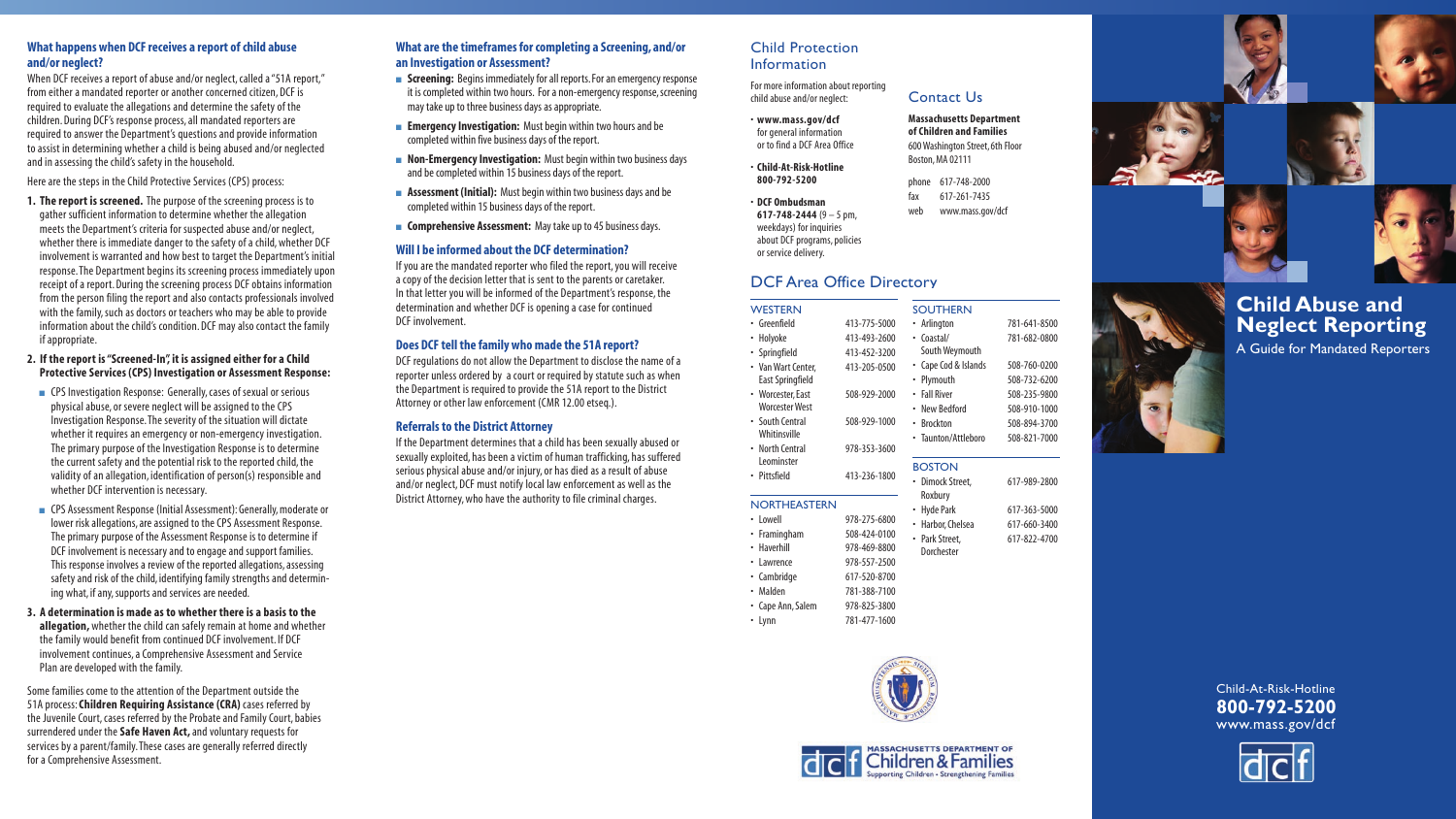## What happens when DCF receives a report of child abuse and/or neglect?

When DCF receives a report of abuse and/or neglect, called a "51A report," from either a mandated reporter or another concerned citizen, DCF is required to evaluate the allegations and determine the safety of the children. During DCF's response process, all mandated reporters are required to answer the Department's questions and provide information to assist in determining whether a child is being abused and/or neglected and in assessing the child's safety in the household.

Here are the steps in the Child Protective Services (CPS) process:

1. **The report is screened.** The purpose of the screening process is to gather sufficient information to determine whether the allegation meets the Department's criteria for suspected abuse and/or neglect, whether there is immediate danger to the safety of a child, whether DCF involvement is warranted and how best to target the Department's initial response. The Department begins its screening process immediately upon receipt of a report. During the screening process DCF obtains information from the person filing the report and also contacts professionals involved with the family, such as doctors or teachers who may be able to provide information about the child's condition. DCF may also contact the family if appropriate.

2. **If the report is "Screened-In", it is assigned either for a Child Protective Services (CPS) Investigation or Assessment Response:**
   - CPS Investigation Response: Generally, cases of sexual or serious physical abuse, or severe neglect will be assigned to the CPS Investigation Response. The severity of the situation will dictate whether it requires an emergency or non-emergency investigation. The primary purpose of the Investigation Response is to determine the current safety and the potential risk to the reported child, the validity of an allegation, identification of person(s) responsible and whether DCF intervention is necessary.
   - CPS Assessment Response (Initial Assessment): Generally, moderate or lower risk allegations, are assigned to the CPS Assessment Response. The primary purpose of the Assessment Response is to determine if DCF involvement is necessary and to engage and support families. This response involves a review of the reported allegations, assessing safety and risk of the child, identifying family strengths and determining what, if any, supports and services are needed.

3. **A determination is made as to whether there is a basis to the allegation,** whether the child can safely remain at home and whether the family would benefit from continued DCF involvement. If DCF involvement continues, a Comprehensive Assessment and Service Plan are developed with the family.

Some families come to the attention of the Department outside the 51A process: **Children Requiring Assistance (CRA)** cases referred by the Juvenile Court, cases referred by the Probate and Family Court, babies surrendered under the **Safe Haven Act,** and voluntary requests for services by a parent/family. These cases are generally referred directly for a Comprehensive Assessment.

## What are the timeframes for completing a Screening, and/or an Investigation or Assessment?

- **Screening:** Begins immediately for all reports. For an emergency response it is completed within two hours. For a non-emergency response, screening may take up to three business days as appropriate.
- **Emergency Investigation:** Must begin within two hours and be completed within five business days of the report.
- **Non-Emergency Investigation:** Must begin within two business days and be completed within 15 business days of the report.
- **Assessment (Initial):** Must begin within two business days and be completed within 15 business days of the report.
- **Comprehensive Assessment:** May take up to 45 business days.

## Will I be informed about the DCF determination?

If you are the mandated reporter who filed the report, you will receive a copy of the decision letter that is sent to the parents or caretaker. In that letter you will be informed of the Department's response, the determination and whether DCF is opening a case for continued DCF involvement.

## Does DCF tell the family who made the 51A report?

DCF regulations do not allow the Department to disclose the name of a reporter unless ordered by a court or required by statute such as when the Department is required to provide the 51A report to the District Attorney or other law enforcement (CMR 12.00 etseq.).

## Referrals to the District Attorney

If the Department determines that a child has been sexually abused or sexually exploited, has been a victim of human trafficking, has suffered serious physical abuse and/or injury, or has died as a result of abuse and/or neglect, DCF must notify local law enforcement as well as the District Attorney, who have the authority to file criminal charges.

## Child Protection Information

For more information about reporting child abuse and/or neglect:

- **www.mass.gov/dcf** for general information or to find a DCF Area Office
- **Child-At-Risk-Hotline 800-792-5200**
- **DCF Ombudsman 617-748-2444** (9 – 5 pm, weekdays) for inquiries about DCF programs, policies or service delivery.

## Contact Us

**Massachusetts Department of Children and Families**
600 Washington Street, 6th Floor
Boston, MA 02111

phone 617-748-2000
fax 617-261-7435
web www.mass.gov/dcf

## DCF Area Office Directory

### WESTERN

| | |
|---|---|
| Greenfield | 413-775-5000 |
| Holyoke | 413-493-2600 |
| Springfield | 413-452-3200 |
| Van Wart Center, East Springfield | 413-205-0500 |
| Worcester, East Worcester West | 508-929-2000 |
| South Central Whitinsville | 508-929-1000 |
| North Central Leominster | 978-353-3600 |
| Pittsfield | 413-236-1800 |

### NORTHEASTERN

| | |
|---|---|
| Lowell | 978-275-6800 |
| Framingham | 508-424-0100 |
| Haverhill | 978-469-8800 |
| Lawrence | 978-557-2500 |
| Cambridge | 617-520-8700 |
| Malden | 781-388-7100 |
| Cape Ann, Salem | 978-825-3800 |
| Lynn | 781-477-1600 |

### SOUTHERN

| | |
|---|---|
| Arlington | 781-641-8500 |
| Coastal/ South Weymouth | 781-682-0800 |
| Cape Cod & Islands | 508-760-0200 |
| Plymouth | 508-732-6200 |
| Fall River | 508-235-9800 |
| New Bedford | 508-910-1000 |
| Brockton | 508-894-3700 |
| Taunton/Attleboro | 508-821-7000 |

### BOSTON

| | |
|---|---|
| Dimock Street, Roxbury | 617-989-2800 |
| Hyde Park | 617-363-5000 |
| Harbor, Chelsea | 617-660-3400 |
| Park Street, Dorchester | 617-822-4700 |

MASSACHUSETTS DEPARTMENT OF Children & Families
Supporting Children • Strengthening Families

# Child Abuse and Neglect Reporting

A Guide for Mandated Reporters

Child-At-Risk-Hotline
**800-792-5200**
www.mass.gov/dcf